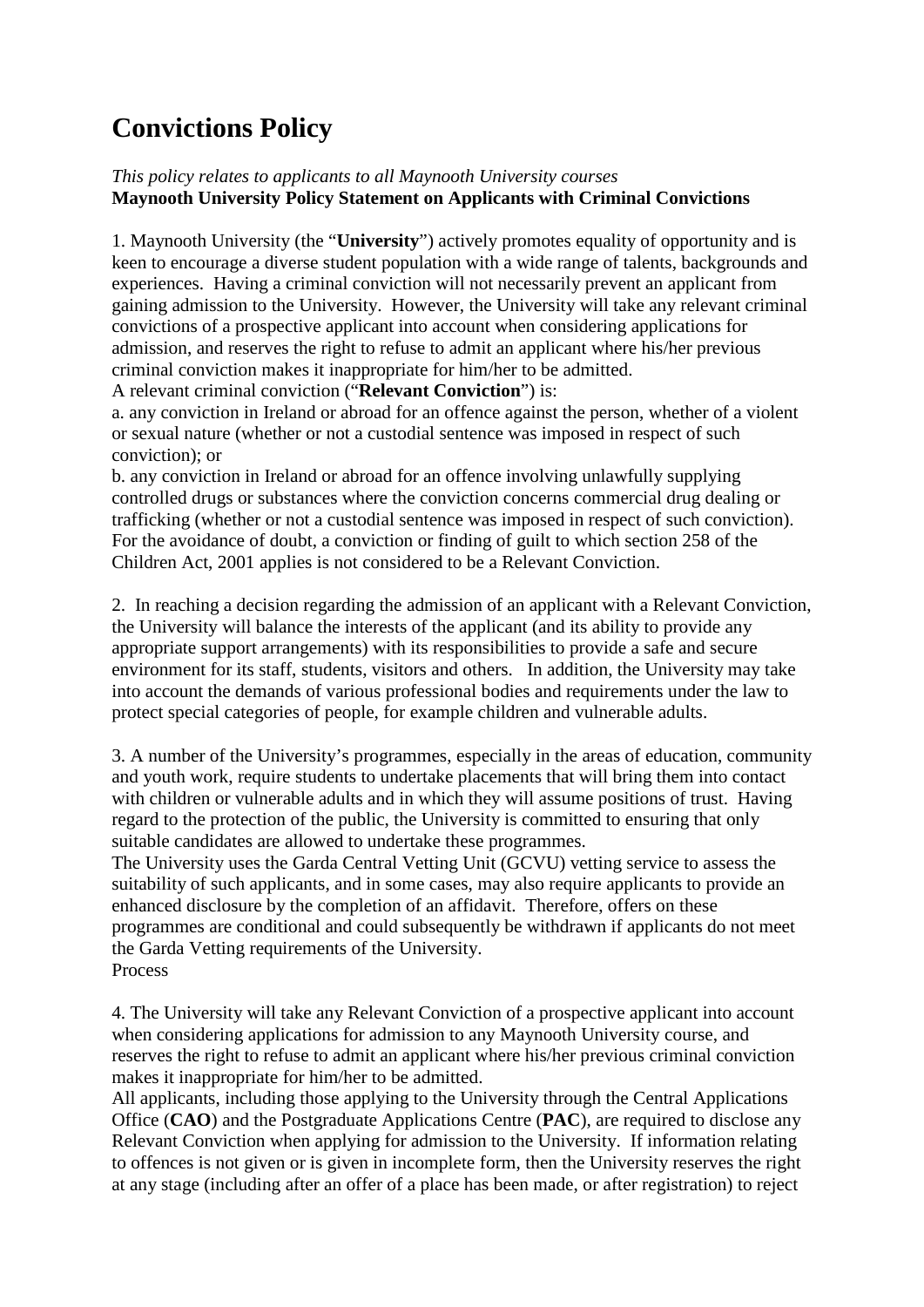# Convictions Policy

*This policy relates to applicants to all Maynooth University courses*
**Maynooth University Policy Statement on Applicants with Criminal Convictions**

1. Maynooth University (the "**University**") actively promotes equality of opportunity and is keen to encourage a diverse student population with a wide range of talents, backgrounds and experiences. Having a criminal conviction will not necessarily prevent an applicant from gaining admission to the University. However, the University will take any relevant criminal convictions of a prospective applicant into account when considering applications for admission, and reserves the right to refuse to admit an applicant where his/her previous criminal conviction makes it inappropriate for him/her to be admitted.
A relevant criminal conviction ("**Relevant Conviction**") is:
a. any conviction in Ireland or abroad for an offence against the person, whether of a violent or sexual nature (whether or not a custodial sentence was imposed in respect of such conviction); or
b. any conviction in Ireland or abroad for an offence involving unlawfully supplying controlled drugs or substances where the conviction concerns commercial drug dealing or trafficking (whether or not a custodial sentence was imposed in respect of such conviction).
For the avoidance of doubt, a conviction or finding of guilt to which section 258 of the Children Act, 2001 applies is not considered to be a Relevant Conviction.

2. In reaching a decision regarding the admission of an applicant with a Relevant Conviction, the University will balance the interests of the applicant (and its ability to provide any appropriate support arrangements) with its responsibilities to provide a safe and secure environment for its staff, students, visitors and others. In addition, the University may take into account the demands of various professional bodies and requirements under the law to protect special categories of people, for example children and vulnerable adults.

3. A number of the University's programmes, especially in the areas of education, community and youth work, require students to undertake placements that will bring them into contact with children or vulnerable adults and in which they will assume positions of trust. Having regard to the protection of the public, the University is committed to ensuring that only suitable candidates are allowed to undertake these programmes.
The University uses the Garda Central Vetting Unit (GCVU) vetting service to assess the suitability of such applicants, and in some cases, may also require applicants to provide an enhanced disclosure by the completion of an affidavit. Therefore, offers on these programmes are conditional and could subsequently be withdrawn if applicants do not meet the Garda Vetting requirements of the University.
Process

4. The University will take any Relevant Conviction of a prospective applicant into account when considering applications for admission to any Maynooth University course, and reserves the right to refuse to admit an applicant where his/her previous criminal conviction makes it inappropriate for him/her to be admitted.
All applicants, including those applying to the University through the Central Applications Office (**CAO**) and the Postgraduate Applications Centre (**PAC**), are required to disclose any Relevant Conviction when applying for admission to the University. If information relating to offences is not given or is given in incomplete form, then the University reserves the right at any stage (including after an offer of a place has been made, or after registration) to reject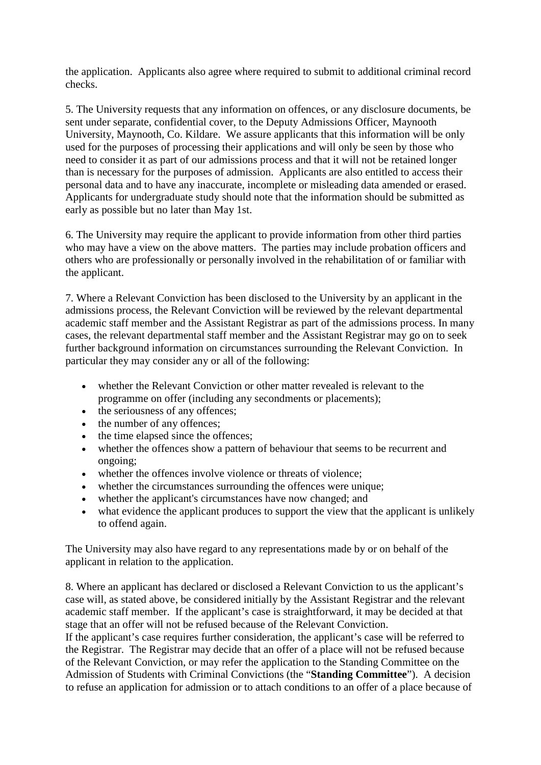the application. Applicants also agree where required to submit to additional criminal record checks.

5. The University requests that any information on offences, or any disclosure documents, be sent under separate, confidential cover, to the Deputy Admissions Officer, Maynooth University, Maynooth, Co. Kildare. We assure applicants that this information will be only used for the purposes of processing their applications and will only be seen by those who need to consider it as part of our admissions process and that it will not be retained longer than is necessary for the purposes of admission. Applicants are also entitled to access their personal data and to have any inaccurate, incomplete or misleading data amended or erased. Applicants for undergraduate study should note that the information should be submitted as early as possible but no later than May 1st.

6. The University may require the applicant to provide information from other third parties who may have a view on the above matters. The parties may include probation officers and others who are professionally or personally involved in the rehabilitation of or familiar with the applicant.

7. Where a Relevant Conviction has been disclosed to the University by an applicant in the admissions process, the Relevant Conviction will be reviewed by the relevant departmental academic staff member and the Assistant Registrar as part of the admissions process. In many cases, the relevant departmental staff member and the Assistant Registrar may go on to seek further background information on circumstances surrounding the Relevant Conviction. In particular they may consider any or all of the following:

- whether the Relevant Conviction or other matter revealed is relevant to the programme on offer (including any secondments or placements);
- the seriousness of any offences;
- the number of any offences;
- the time elapsed since the offences;
- whether the offences show a pattern of behaviour that seems to be recurrent and ongoing;
- whether the offences involve violence or threats of violence;
- whether the circumstances surrounding the offences were unique;
- whether the applicant's circumstances have now changed; and
- what evidence the applicant produces to support the view that the applicant is unlikely to offend again.

The University may also have regard to any representations made by or on behalf of the applicant in relation to the application.

8. Where an applicant has declared or disclosed a Relevant Conviction to us the applicant's case will, as stated above, be considered initially by the Assistant Registrar and the relevant academic staff member. If the applicant's case is straightforward, it may be decided at that stage that an offer will not be refused because of the Relevant Conviction.
If the applicant's case requires further consideration, the applicant's case will be referred to the Registrar. The Registrar may decide that an offer of a place will not be refused because of the Relevant Conviction, or may refer the application to the Standing Committee on the Admission of Students with Criminal Convictions (the "**Standing Committee**"). A decision to refuse an application for admission or to attach conditions to an offer of a place because of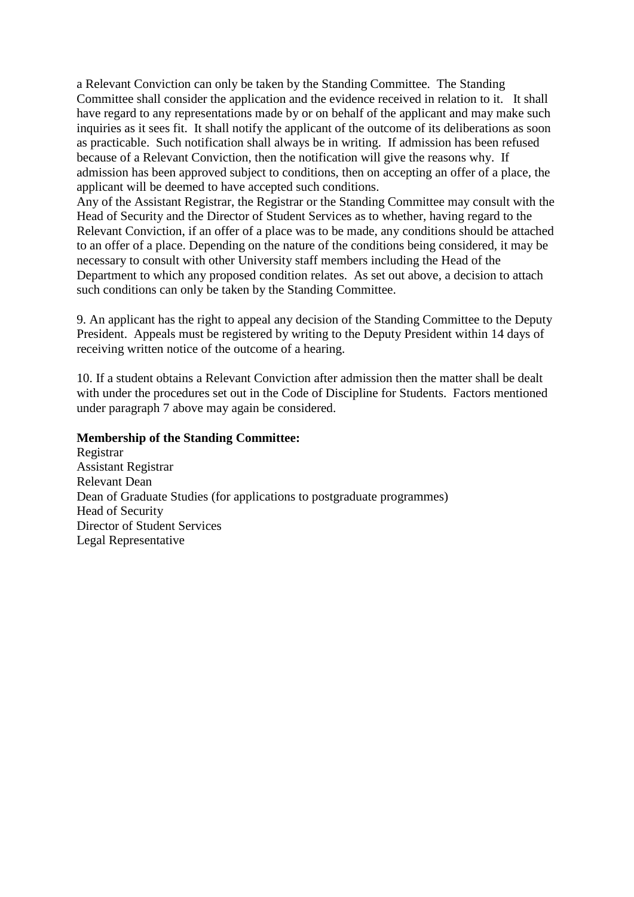a Relevant Conviction can only be taken by the Standing Committee. The Standing Committee shall consider the application and the evidence received in relation to it. It shall have regard to any representations made by or on behalf of the applicant and may make such inquiries as it sees fit. It shall notify the applicant of the outcome of its deliberations as soon as practicable. Such notification shall always be in writing. If admission has been refused because of a Relevant Conviction, then the notification will give the reasons why. If admission has been approved subject to conditions, then on accepting an offer of a place, the applicant will be deemed to have accepted such conditions.
Any of the Assistant Registrar, the Registrar or the Standing Committee may consult with the Head of Security and the Director of Student Services as to whether, having regard to the Relevant Conviction, if an offer of a place was to be made, any conditions should be attached to an offer of a place. Depending on the nature of the conditions being considered, it may be necessary to consult with other University staff members including the Head of the Department to which any proposed condition relates. As set out above, a decision to attach such conditions can only be taken by the Standing Committee.

9. An applicant has the right to appeal any decision of the Standing Committee to the Deputy President. Appeals must be registered by writing to the Deputy President within 14 days of receiving written notice of the outcome of a hearing.

10. If a student obtains a Relevant Conviction after admission then the matter shall be dealt with under the procedures set out in the Code of Discipline for Students. Factors mentioned under paragraph 7 above may again be considered.

**Membership of the Standing Committee:**
Registrar
Assistant Registrar
Relevant Dean
Dean of Graduate Studies (for applications to postgraduate programmes)
Head of Security
Director of Student Services
Legal Representative